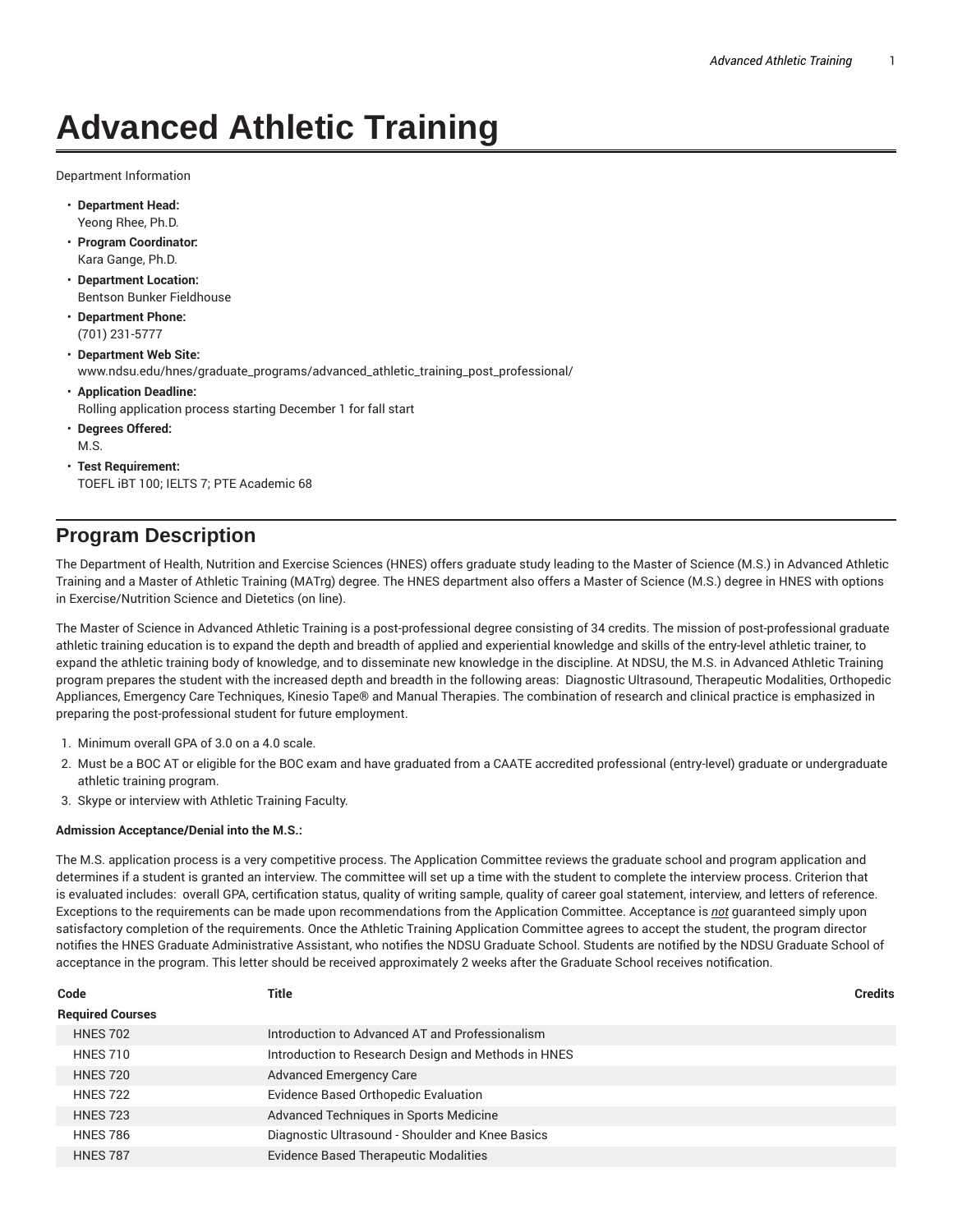# Advanced Athletic Training

Department Information

- **Department Head:**
  Yeong Rhee, Ph.D.
- **Program Coordinator:**
  Kara Gange, Ph.D.
- **Department Location:**
  Bentson Bunker Fieldhouse
- **Department Phone:**
  (701) 231-5777
- **Department Web Site:**
  www.ndsu.edu/hnes/graduate_programs/advanced_athletic_training_post_professional/
- **Application Deadline:**
  Rolling application process starting December 1 for fall start
- **Degrees Offered:**
  M.S.
- **Test Requirement:**
  TOEFL iBT 100; IELTS 7; PTE Academic 68

## Program Description

The Department of Health, Nutrition and Exercise Sciences (HNES) offers graduate study leading to the Master of Science (M.S.) in Advanced Athletic Training and a Master of Athletic Training (MATrg) degree. The HNES department also offers a Master of Science (M.S.) degree in HNES with options in Exercise/Nutrition Science and Dietetics (on line).

The Master of Science in Advanced Athletic Training is a post-professional degree consisting of 34 credits. The mission of post-professional graduate athletic training education is to expand the depth and breadth of applied and experiential knowledge and skills of the entry-level athletic trainer, to expand the athletic training body of knowledge, and to disseminate new knowledge in the discipline. At NDSU, the M.S. in Advanced Athletic Training program prepares the student with the increased depth and breadth in the following areas: Diagnostic Ultrasound, Therapeutic Modalities, Orthopedic Appliances, Emergency Care Techniques, Kinesio Tape® and Manual Therapies. The combination of research and clinical practice is emphasized in preparing the post-professional student for future employment.

1. Minimum overall GPA of 3.0 on a 4.0 scale.
2. Must be a BOC AT or eligible for the BOC exam and have graduated from a CAATE accredited professional (entry-level) graduate or undergraduate athletic training program.
3. Skype or interview with Athletic Training Faculty.

**Admission Acceptance/Denial into the M.S.:**

The M.S. application process is a very competitive process. The Application Committee reviews the graduate school and program application and determines if a student is granted an interview. The committee will set up a time with the student to complete the interview process. Criterion that is evaluated includes: overall GPA, certification status, quality of writing sample, quality of career goal statement, interview, and letters of reference. Exceptions to the requirements can be made upon recommendations from the Application Committee. Acceptance is ***not*** guaranteed simply upon satisfactory completion of the requirements. Once the Athletic Training Application Committee agrees to accept the student, the program director notifies the HNES Graduate Administrative Assistant, who notifies the NDSU Graduate School. Students are notified by the NDSU Graduate School of acceptance in the program. This letter should be received approximately 2 weeks after the Graduate School receives notification.

| Code | Title | Credits |
|---|---|---|
| **Required Courses** | | |
| HNES 702 | Introduction to Advanced AT and Professionalism | |
| HNES 710 | Introduction to Research Design and Methods in HNES | |
| HNES 720 | Advanced Emergency Care | |
| HNES 722 | Evidence Based Orthopedic Evaluation | |
| HNES 723 | Advanced Techniques in Sports Medicine | |
| HNES 786 | Diagnostic Ultrasound - Shoulder and Knee Basics | |
| HNES 787 | Evidence Based Therapeutic Modalities | |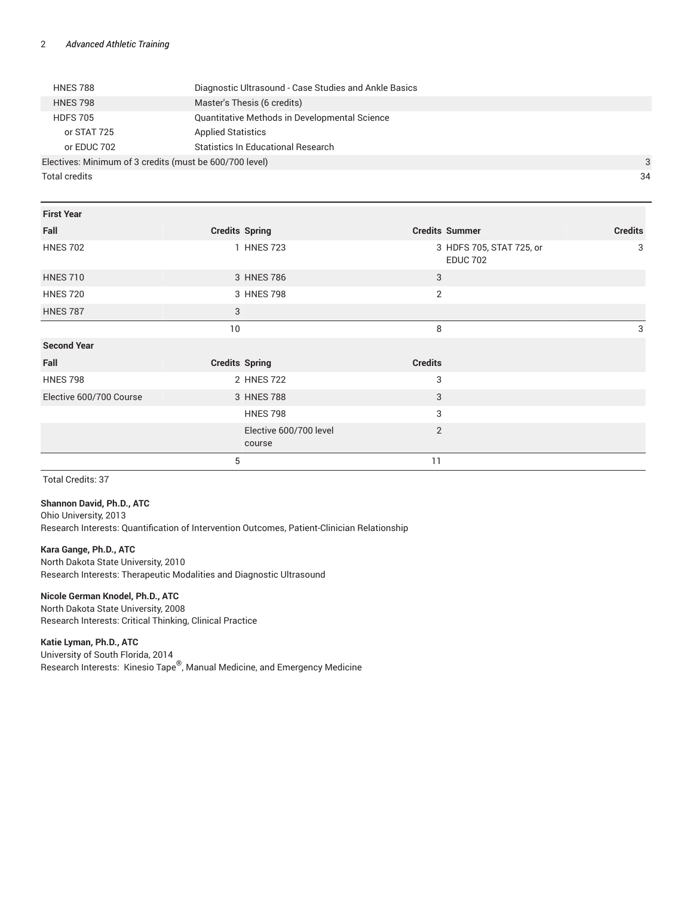| | | |
|---|---|---|
| HNES 788 | Diagnostic Ultrasound - Case Studies and Ankle Basics | |
| HNES 798 | Master's Thesis (6 credits) | |
| HDFS 705 | Quantitative Methods in Developmental Science | |
| or STAT 725 | Applied Statistics | |
| or EDUC 702 | Statistics In Educational Research | |
| Electives: Minimum of 3 credits (must be 600/700 level) | | 3 |
| Total credits | | 34 |

| First Year | | | | | |
|---|---|---|---|---|---|
| Fall | Credits | Spring | Credits | Summer | Credits |
| HNES 702 | 1 | HNES 723 | 3 | HDFS 705, STAT 725, or EDUC 702 | 3 |
| HNES 710 | 3 | HNES 786 | 3 | | |
| HNES 720 | 3 | HNES 798 | 2 | | |
| HNES 787 | 3 | | | | |
| | 10 | | 8 | | 3 |
| **Second Year** | | | | | |
| Fall | Credits | Spring | Credits | | |
| HNES 798 | 2 | HNES 722 | 3 | | |
| Elective 600/700 Course | 3 | HNES 788 | 3 | | |
| | | HNES 798 | 3 | | |
| | | Elective 600/700 level course | 2 | | |
| | 5 | | 11 | | |

Total Credits: 37

**Shannon David, Ph.D., ATC**
Ohio University, 2013
Research Interests: Quantification of Intervention Outcomes, Patient-Clinician Relationship

**Kara Gange, Ph.D., ATC**
North Dakota State University, 2010
Research Interests: Therapeutic Modalities and Diagnostic Ultrasound

**Nicole German Knodel, Ph.D., ATC**
North Dakota State University, 2008
Research Interests: Critical Thinking, Clinical Practice

**Katie Lyman, Ph.D., ATC**
University of South Florida, 2014
Research Interests: Kinesio Tape®, Manual Medicine, and Emergency Medicine